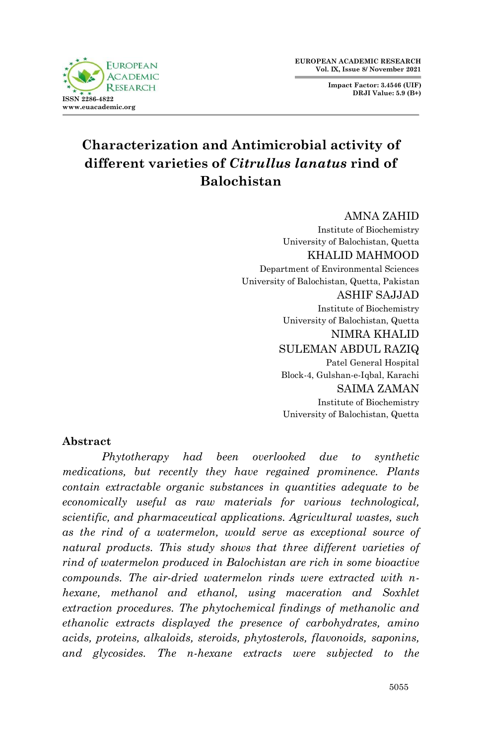# Characterization and Antimicrobial activity of different varieties of *Citrullus lanatus* rind of Balochistan

AMNA ZAHID
Institute of Biochemistry
University of Balochistan, Quetta

KHALID MAHMOOD
Department of Environmental Sciences
University of Balochistan, Quetta, Pakistan

ASHIF SAJJAD
Institute of Biochemistry
University of Balochistan, Quetta

NIMRA KHALID

SULEMAN ABDUL RAZIQ
Patel General Hospital
Block-4, Gulshan-e-Iqbal, Karachi

SAIMA ZAMAN
Institute of Biochemistry
University of Balochistan, Quetta

## Abstract

*Phytotherapy had been overlooked due to synthetic medications, but recently they have regained prominence. Plants contain extractable organic substances in quantities adequate to be economically useful as raw materials for various technological, scientific, and pharmaceutical applications. Agricultural wastes, such as the rind of a watermelon, would serve as exceptional source of natural products. This study shows that three different varieties of rind of watermelon produced in Balochistan are rich in some bioactive compounds. The air-dried watermelon rinds were extracted with n-hexane, methanol and ethanol, using maceration and Soxhlet extraction procedures. The phytochemical findings of methanolic and ethanolic extracts displayed the presence of carbohydrates, amino acids, proteins, alkaloids, steroids, phytosterols, flavonoids, saponins, and glycosides. The n-hexane extracts were subjected to the*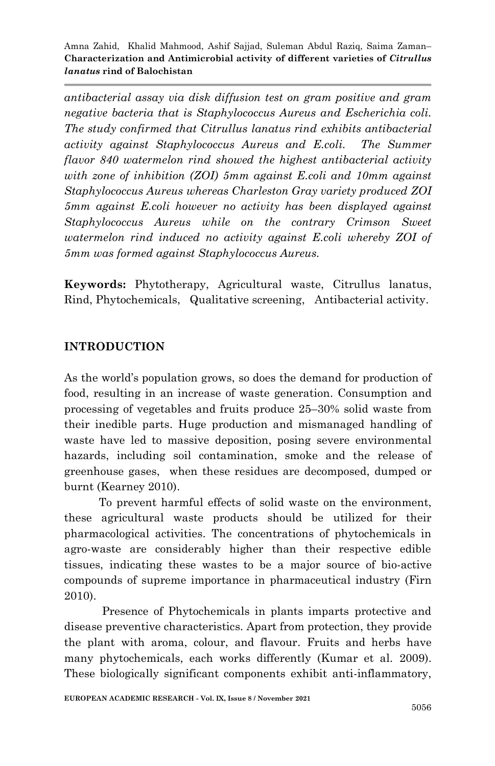*antibacterial assay via disk diffusion test on gram positive and gram negative bacteria that is Staphylococcus Aureus and Escherichia coli. The study confirmed that Citrullus lanatus rind exhibits antibacterial activity against Staphylococcus Aureus and E.coli. The Summer flavor 840 watermelon rind showed the highest antibacterial activity with zone of inhibition (ZOI) 5mm against E.coli and 10mm against Staphylococcus Aureus whereas Charleston Gray variety produced ZOI 5mm against E.coli however no activity has been displayed against Staphylococcus Aureus while on the contrary Crimson Sweet watermelon rind induced no activity against E.coli whereby ZOI of 5mm was formed against Staphylococcus Aureus.*

**Keywords:** Phytotherapy, Agricultural waste, Citrullus lanatus, Rind, Phytochemicals, Qualitative screening, Antibacterial activity.

## INTRODUCTION

As the world's population grows, so does the demand for production of food, resulting in an increase of waste generation. Consumption and processing of vegetables and fruits produce 25–30% solid waste from their inedible parts. Huge production and mismanaged handling of waste have led to massive deposition, posing severe environmental hazards, including soil contamination, smoke and the release of greenhouse gases, when these residues are decomposed, dumped or burnt (Kearney 2010).

To prevent harmful effects of solid waste on the environment, these agricultural waste products should be utilized for their pharmacological activities. The concentrations of phytochemicals in agro-waste are considerably higher than their respective edible tissues, indicating these wastes to be a major source of bio-active compounds of supreme importance in pharmaceutical industry (Firn 2010).

Presence of Phytochemicals in plants imparts protective and disease preventive characteristics. Apart from protection, they provide the plant with aroma, colour, and flavour. Fruits and herbs have many phytochemicals, each works differently (Kumar et al. 2009). These biologically significant components exhibit anti-inflammatory,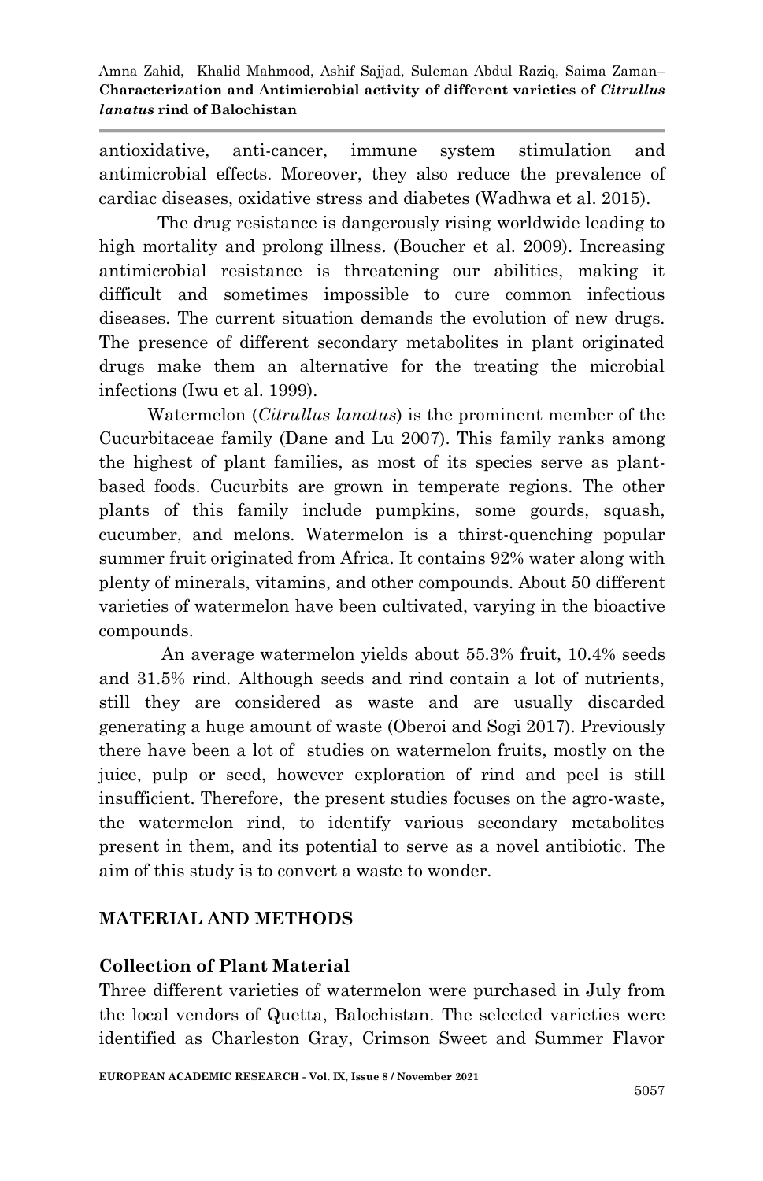antioxidative, anti-cancer, immune system stimulation and antimicrobial effects. Moreover, they also reduce the prevalence of cardiac diseases, oxidative stress and diabetes (Wadhwa et al. 2015).

The drug resistance is dangerously rising worldwide leading to high mortality and prolong illness. (Boucher et al. 2009). Increasing antimicrobial resistance is threatening our abilities, making it difficult and sometimes impossible to cure common infectious diseases. The current situation demands the evolution of new drugs. The presence of different secondary metabolites in plant originated drugs make them an alternative for the treating the microbial infections (Iwu et al. 1999).

Watermelon (*Citrullus lanatus*) is the prominent member of the Cucurbitaceae family (Dane and Lu 2007). This family ranks among the highest of plant families, as most of its species serve as plant-based foods. Cucurbits are grown in temperate regions. The other plants of this family include pumpkins, some gourds, squash, cucumber, and melons. Watermelon is a thirst-quenching popular summer fruit originated from Africa. It contains 92% water along with plenty of minerals, vitamins, and other compounds. About 50 different varieties of watermelon have been cultivated, varying in the bioactive compounds.

An average watermelon yields about 55.3% fruit, 10.4% seeds and 31.5% rind. Although seeds and rind contain a lot of nutrients, still they are considered as waste and are usually discarded generating a huge amount of waste (Oberoi and Sogi 2017). Previously there have been a lot of studies on watermelon fruits, mostly on the juice, pulp or seed, however exploration of rind and peel is still insufficient. Therefore, the present studies focuses on the agro-waste, the watermelon rind, to identify various secondary metabolites present in them, and its potential to serve as a novel antibiotic. The aim of this study is to convert a waste to wonder.

## MATERIAL AND METHODS

### Collection of Plant Material

Three different varieties of watermelon were purchased in July from the local vendors of Quetta, Balochistan. The selected varieties were identified as Charleston Gray, Crimson Sweet and Summer Flavor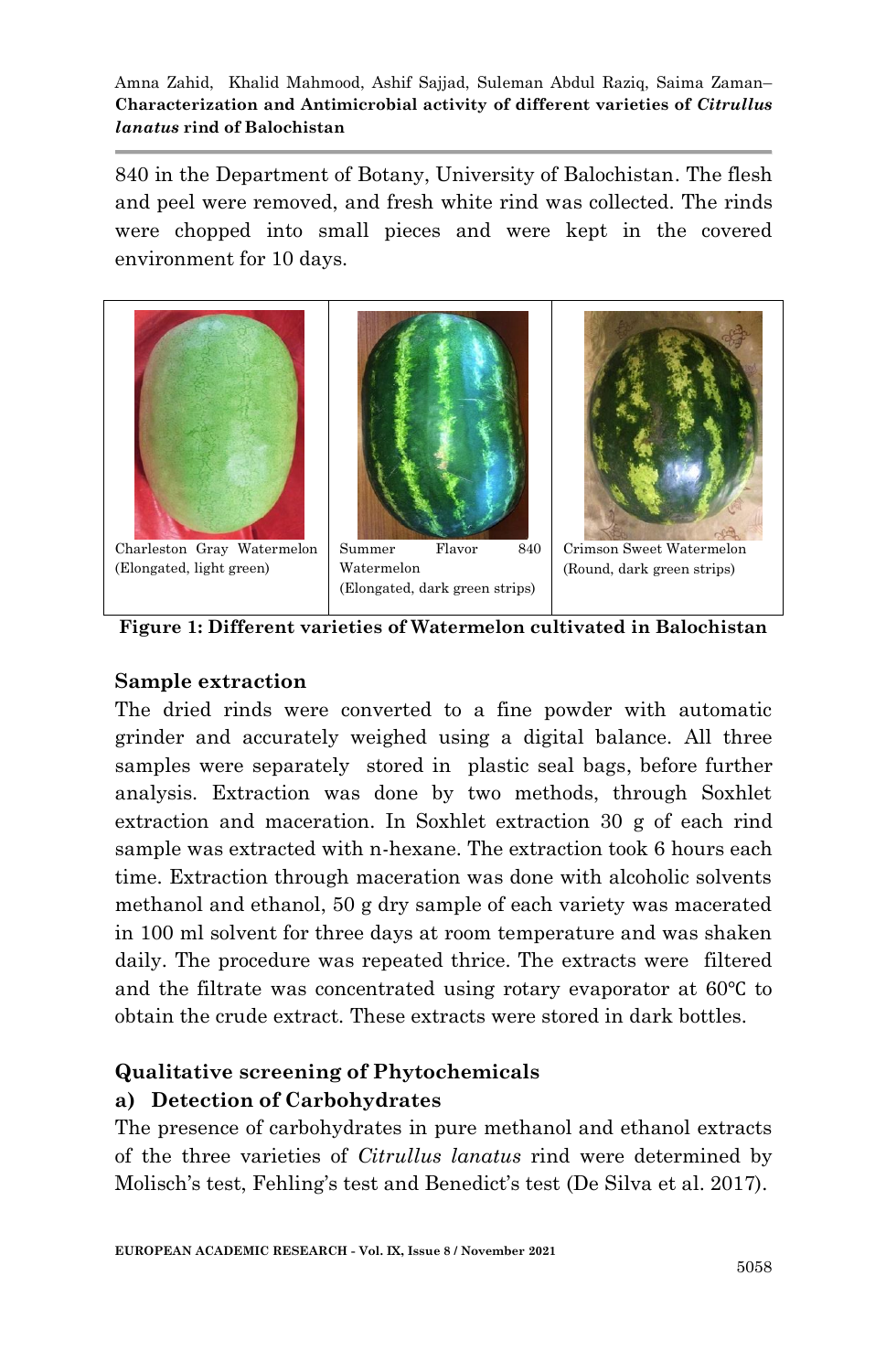840 in the Department of Botany, University of Balochistan. The flesh and peel were removed, and fresh white rind was collected. The rinds were chopped into small pieces and were kept in the covered environment for 10 days.

| Charleston Gray Watermelon (Elongated, light green) | Summer Flavor 840 Watermelon (Elongated, dark green strips) | Crimson Sweet Watermelon (Round, dark green strips) |
| --- | --- | --- |

**Figure 1: Different varieties of Watermelon cultivated in Balochistan**

## Sample extraction

The dried rinds were converted to a fine powder with automatic grinder and accurately weighed using a digital balance. All three samples were separately stored in plastic seal bags, before further analysis. Extraction was done by two methods, through Soxhlet extraction and maceration. In Soxhlet extraction 30 g of each rind sample was extracted with n-hexane. The extraction took 6 hours each time. Extraction through maceration was done with alcoholic solvents methanol and ethanol, 50 g dry sample of each variety was macerated in 100 ml solvent for three days at room temperature and was shaken daily. The procedure was repeated thrice. The extracts were filtered and the filtrate was concentrated using rotary evaporator at 60℃ to obtain the crude extract. These extracts were stored in dark bottles.

## Qualitative screening of Phytochemicals

### a) Detection of Carbohydrates

The presence of carbohydrates in pure methanol and ethanol extracts of the three varieties of *Citrullus lanatus* rind were determined by Molisch's test, Fehling's test and Benedict's test (De Silva et al. 2017).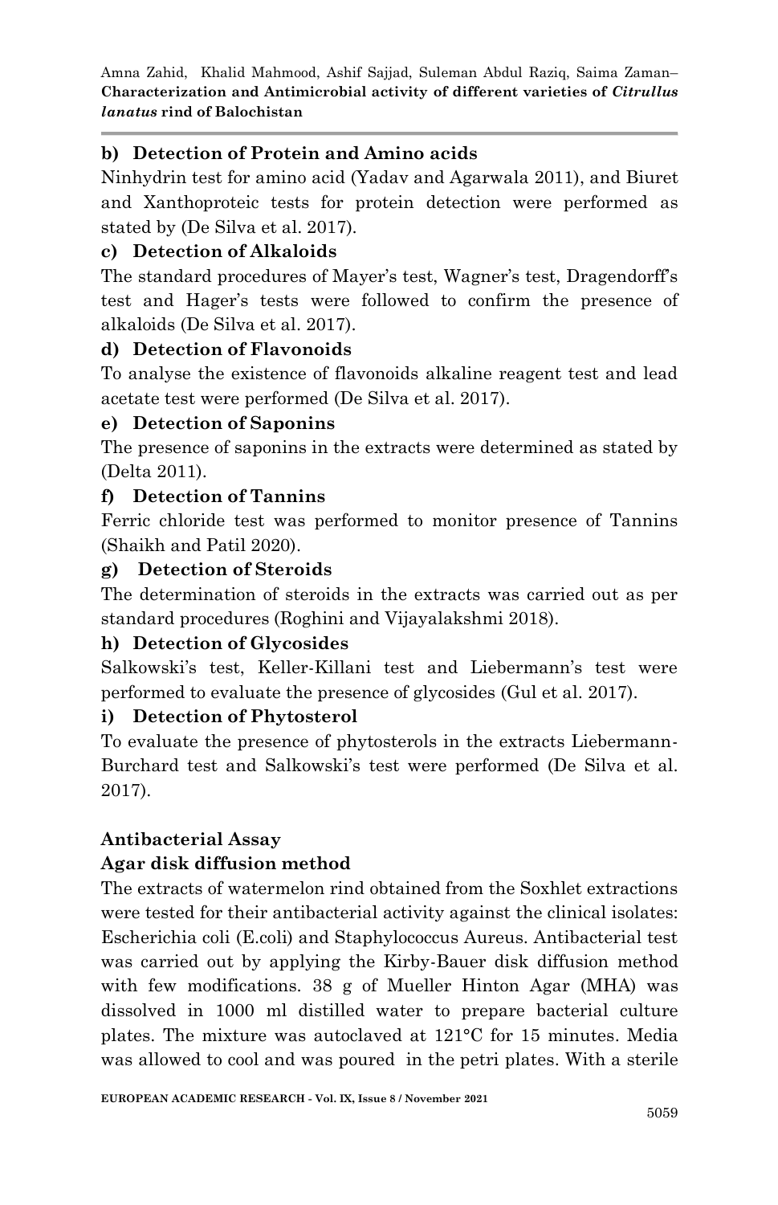### b) Detection of Protein and Amino acids

Ninhydrin test for amino acid (Yadav and Agarwala 2011), and Biuret and Xanthoproteic tests for protein detection were performed as stated by (De Silva et al. 2017).

### c) Detection of Alkaloids

The standard procedures of Mayer's test, Wagner's test, Dragendorff's test and Hager's tests were followed to confirm the presence of alkaloids (De Silva et al. 2017).

### d) Detection of Flavonoids

To analyse the existence of flavonoids alkaline reagent test and lead acetate test were performed (De Silva et al. 2017).

### e) Detection of Saponins

The presence of saponins in the extracts were determined as stated by (Delta 2011).

### f) Detection of Tannins

Ferric chloride test was performed to monitor presence of Tannins (Shaikh and Patil 2020).

### g) Detection of Steroids

The determination of steroids in the extracts was carried out as per standard procedures (Roghini and Vijayalakshmi 2018).

### h) Detection of Glycosides

Salkowski's test, Keller-Killani test and Liebermann's test were performed to evaluate the presence of glycosides (Gul et al. 2017).

### i) Detection of Phytosterol

To evaluate the presence of phytosterols in the extracts Liebermann-Burchard test and Salkowski's test were performed (De Silva et al. 2017).

## Antibacterial Assay

### Agar disk diffusion method

The extracts of watermelon rind obtained from the Soxhlet extractions were tested for their antibacterial activity against the clinical isolates: Escherichia coli (E.coli) and Staphylococcus Aureus. Antibacterial test was carried out by applying the Kirby-Bauer disk diffusion method with few modifications. 38 g of Mueller Hinton Agar (MHA) was dissolved in 1000 ml distilled water to prepare bacterial culture plates. The mixture was autoclaved at 121°C for 15 minutes. Media was allowed to cool and was poured in the petri plates. With a sterile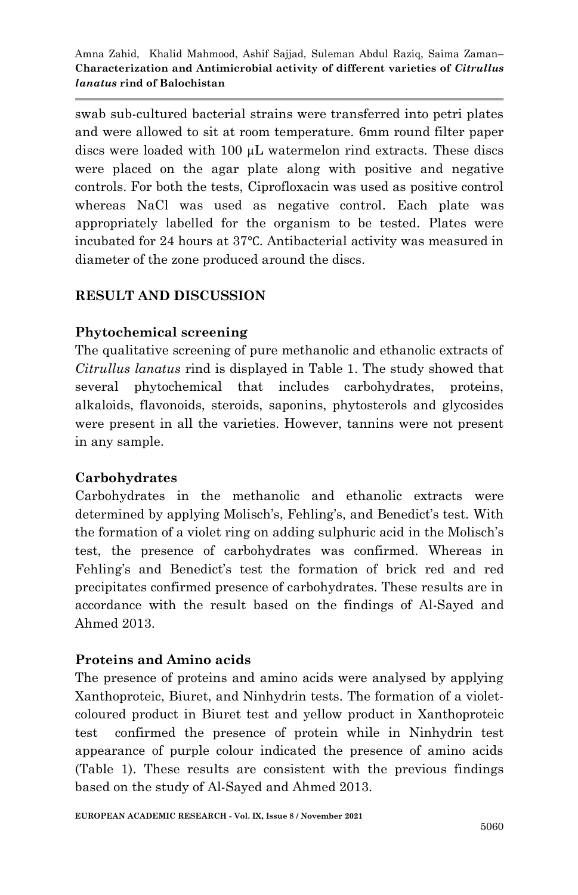swab sub-cultured bacterial strains were transferred into petri plates and were allowed to sit at room temperature. 6mm round filter paper discs were loaded with 100 µL watermelon rind extracts. These discs were placed on the agar plate along with positive and negative controls. For both the tests, Ciprofloxacin was used as positive control whereas NaCl was used as negative control. Each plate was appropriately labelled for the organism to be tested. Plates were incubated for 24 hours at 37℃. Antibacterial activity was measured in diameter of the zone produced around the discs.

## RESULT AND DISCUSSION

### Phytochemical screening

The qualitative screening of pure methanolic and ethanolic extracts of *Citrullus lanatus* rind is displayed in Table 1. The study showed that several phytochemical that includes carbohydrates, proteins, alkaloids, flavonoids, steroids, saponins, phytosterols and glycosides were present in all the varieties. However, tannins were not present in any sample.

### Carbohydrates

Carbohydrates in the methanolic and ethanolic extracts were determined by applying Molisch's, Fehling's, and Benedict's test. With the formation of a violet ring on adding sulphuric acid in the Molisch's test, the presence of carbohydrates was confirmed. Whereas in Fehling's and Benedict's test the formation of brick red and red precipitates confirmed presence of carbohydrates. These results are in accordance with the result based on the findings of Al-Sayed and Ahmed 2013.

### Proteins and Amino acids

The presence of proteins and amino acids were analysed by applying Xanthoproteic, Biuret, and Ninhydrin tests. The formation of a violet-coloured product in Biuret test and yellow product in Xanthoproteic test confirmed the presence of protein while in Ninhydrin test appearance of purple colour indicated the presence of amino acids (Table 1). These results are consistent with the previous findings based on the study of Al-Sayed and Ahmed 2013.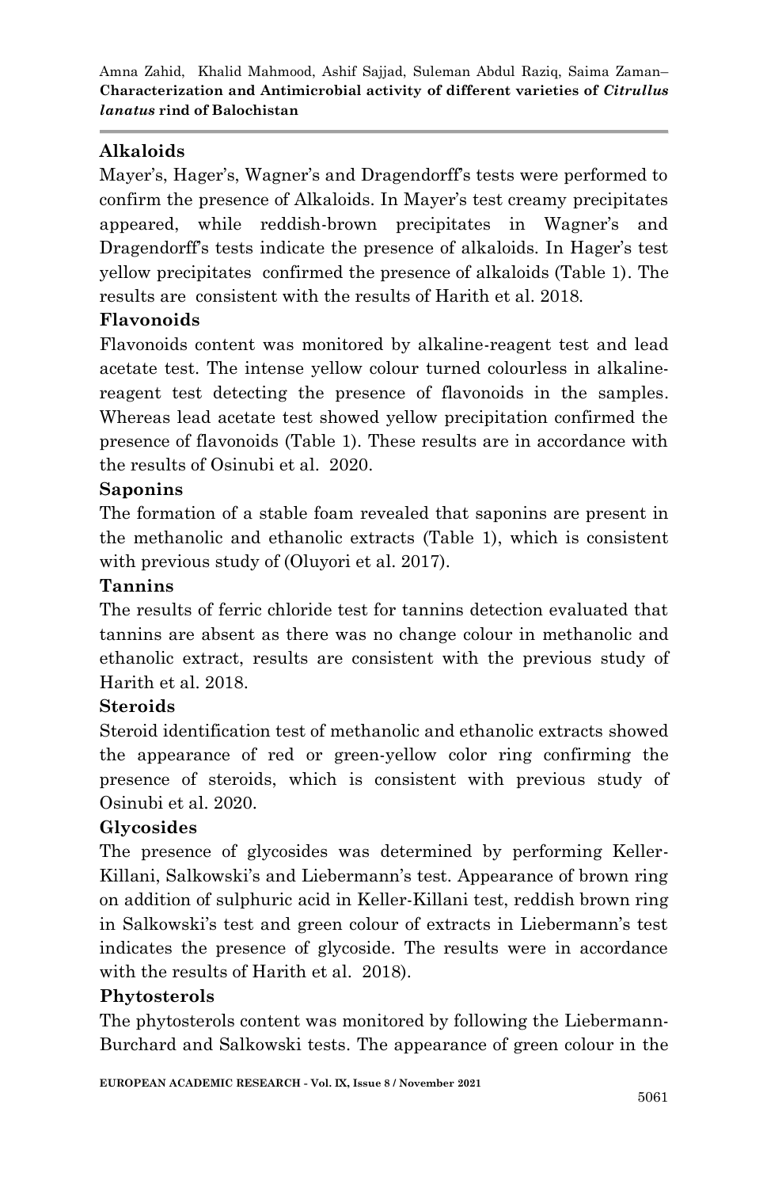**Alkaloids**

Mayer's, Hager's, Wagner's and Dragendorff's tests were performed to confirm the presence of Alkaloids. In Mayer's test creamy precipitates appeared, while reddish-brown precipitates in Wagner's and Dragendorff's tests indicate the presence of alkaloids. In Hager's test yellow precipitates confirmed the presence of alkaloids (Table 1). The results are consistent with the results of Harith et al. 2018.

**Flavonoids**

Flavonoids content was monitored by alkaline-reagent test and lead acetate test. The intense yellow colour turned colourless in alkaline-reagent test detecting the presence of flavonoids in the samples. Whereas lead acetate test showed yellow precipitation confirmed the presence of flavonoids (Table 1). These results are in accordance with the results of Osinubi et al. 2020.

**Saponins**

The formation of a stable foam revealed that saponins are present in the methanolic and ethanolic extracts (Table 1), which is consistent with previous study of (Oluyori et al. 2017).

**Tannins**

The results of ferric chloride test for tannins detection evaluated that tannins are absent as there was no change colour in methanolic and ethanolic extract, results are consistent with the previous study of Harith et al. 2018.

**Steroids**

Steroid identification test of methanolic and ethanolic extracts showed the appearance of red or green-yellow color ring confirming the presence of steroids, which is consistent with previous study of Osinubi et al. 2020.

**Glycosides**

The presence of glycosides was determined by performing Keller-Killani, Salkowski's and Liebermann's test. Appearance of brown ring on addition of sulphuric acid in Keller-Killani test, reddish brown ring in Salkowski's test and green colour of extracts in Liebermann's test indicates the presence of glycoside. The results were in accordance with the results of Harith et al. 2018).

**Phytosterols**

The phytosterols content was monitored by following the Liebermann-Burchard and Salkowski tests. The appearance of green colour in the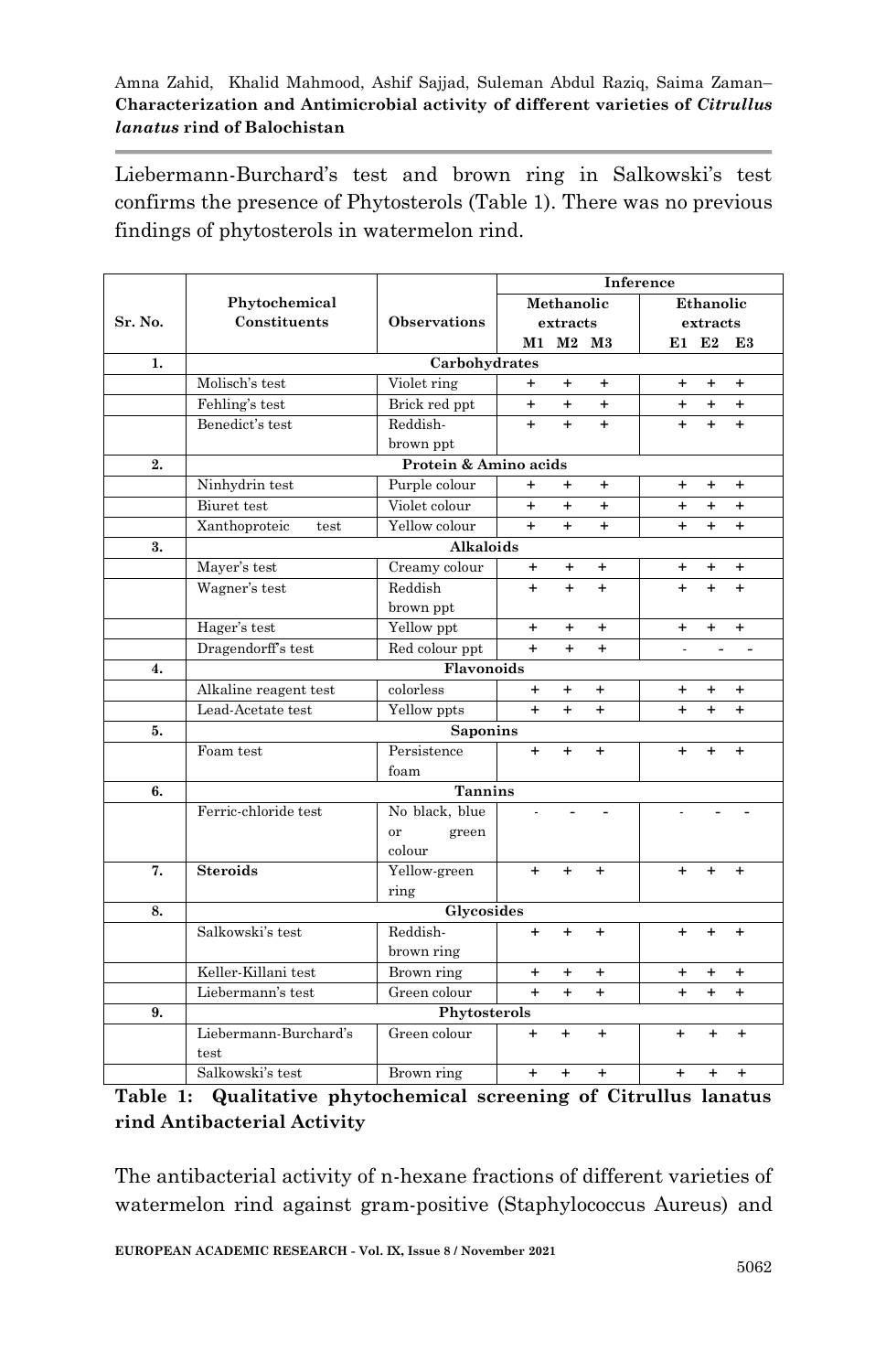Liebermann-Burchard's test and brown ring in Salkowski's test confirms the presence of Phytosterols (Table 1). There was no previous findings of phytosterols in watermelon rind.

| Sr. No. | Phytochemical Constituents | Observations | Inference | | | | | |
|---|---|---|---|---|---|---|---|---|
| | | | Methanolic extracts | | | Ethanolic extracts | | |
| | | | M1 | M2 | M3 | E1 | E2 | E3 |
| **1.** | **Carbohydrates** | | | | | | | |
| | Molisch's test | Violet ring | + | + | + | + | + | + |
| | Fehling's test | Brick red ppt | + | + | + | + | + | + |
| | Benedict's test | Reddish-brown ppt | + | + | + | + | + | + |
| **2.** | **Protein & Amino acids** | | | | | | | |
| | Ninhydrin test | Purple colour | + | + | + | + | + | + |
| | Biuret test | Violet colour | + | + | + | + | + | + |
| | Xanthoproteic test | Yellow colour | + | + | + | + | + | + |
| **3.** | **Alkaloids** | | | | | | | |
| | Mayer's test | Creamy colour | + | + | + | + | + | + |
| | Wagner's test | Reddish brown ppt | + | + | + | + | + | + |
| | Hager's test | Yellow ppt | + | + | + | + | + | + |
| | Dragendorff's test | Red colour ppt | + | + | + | - | - | - |
| **4.** | **Flavonoids** | | | | | | | |
| | Alkaline reagent test | colorless | + | + | + | + | + | + |
| | Lead-Acetate test | Yellow ppts | + | + | + | + | + | + |
| **5.** | **Saponins** | | | | | | | |
| | Foam test | Persistence foam | + | + | + | + | + | + |
| **6.** | **Tannins** | | | | | | | |
| | Ferric-chloride test | No black, blue or green colour | - | - | - | - | - | - |
| **7.** | **Steroids** | Yellow-green ring | + | + | + | + | + | + |
| **8.** | **Glycosides** | | | | | | | |
| | Salkowski's test | Reddish-brown ring | + | + | + | + | + | + |
| | Keller-Killani test | Brown ring | + | + | + | + | + | + |
| | Liebermann's test | Green colour | + | + | + | + | + | + |
| **9.** | **Phytosterols** | | | | | | | |
| | Liebermann-Burchard's test | Green colour | + | + | + | + | + | + |
| | Salkowski's test | Brown ring | + | + | + | + | + | + |

**Table 1: Qualitative phytochemical screening of Citrullus lanatus rind**

## Antibacterial Activity

The antibacterial activity of n-hexane fractions of different varieties of watermelon rind against gram-positive (Staphylococcus Aureus) and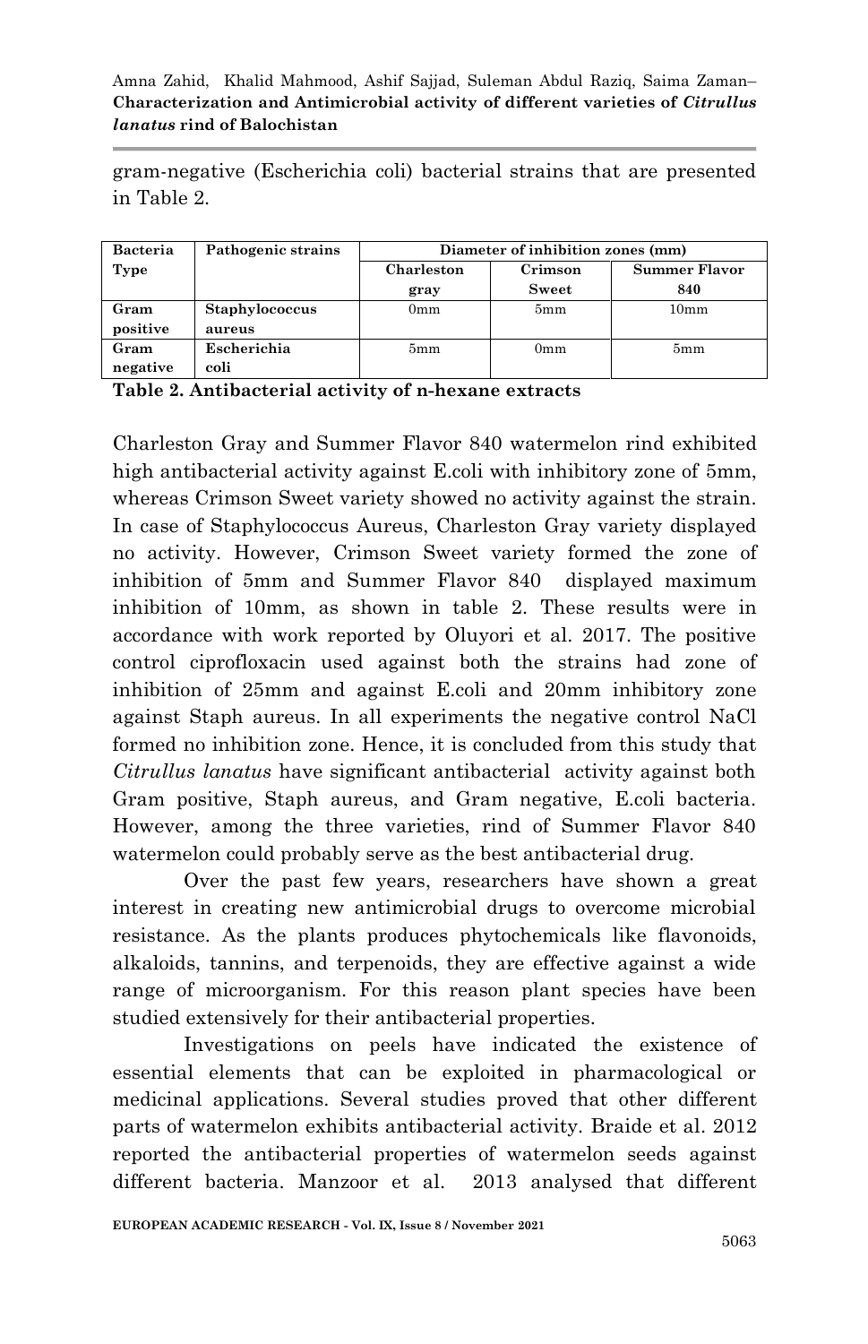gram-negative (Escherichia coli) bacterial strains that are presented in Table 2.

| Bacteria Type | Pathogenic strains | Diameter of inhibition zones (mm) | | |
|---|---|---|---|---|
| | | Charleston gray | Crimson Sweet | Summer Flavor 840 |
| Gram positive | Staphylococcus aureus | 0mm | 5mm | 10mm |
| Gram negative | Escherichia coli | 5mm | 0mm | 5mm |

**Table 2. Antibacterial activity of n-hexane extracts**

Charleston Gray and Summer Flavor 840 watermelon rind exhibited high antibacterial activity against E.coli with inhibitory zone of 5mm, whereas Crimson Sweet variety showed no activity against the strain. In case of Staphylococcus Aureus, Charleston Gray variety displayed no activity. However, Crimson Sweet variety formed the zone of inhibition of 5mm and Summer Flavor 840 displayed maximum inhibition of 10mm, as shown in table 2. These results were in accordance with work reported by Oluyori et al. 2017. The positive control ciprofloxacin used against both the strains had zone of inhibition of 25mm and against E.coli and 20mm inhibitory zone against Staph aureus. In all experiments the negative control NaCl formed no inhibition zone. Hence, it is concluded from this study that *Citrullus lanatus* have significant antibacterial activity against both Gram positive, Staph aureus, and Gram negative, E.coli bacteria. However, among the three varieties, rind of Summer Flavor 840 watermelon could probably serve as the best antibacterial drug.

Over the past few years, researchers have shown a great interest in creating new antimicrobial drugs to overcome microbial resistance. As the plants produces phytochemicals like flavonoids, alkaloids, tannins, and terpenoids, they are effective against a wide range of microorganism. For this reason plant species have been studied extensively for their antibacterial properties.

Investigations on peels have indicated the existence of essential elements that can be exploited in pharmacological or medicinal applications. Several studies proved that other different parts of watermelon exhibits antibacterial activity. Braide et al. 2012 reported the antibacterial properties of watermelon seeds against different bacteria. Manzoor et al. 2013 analysed that different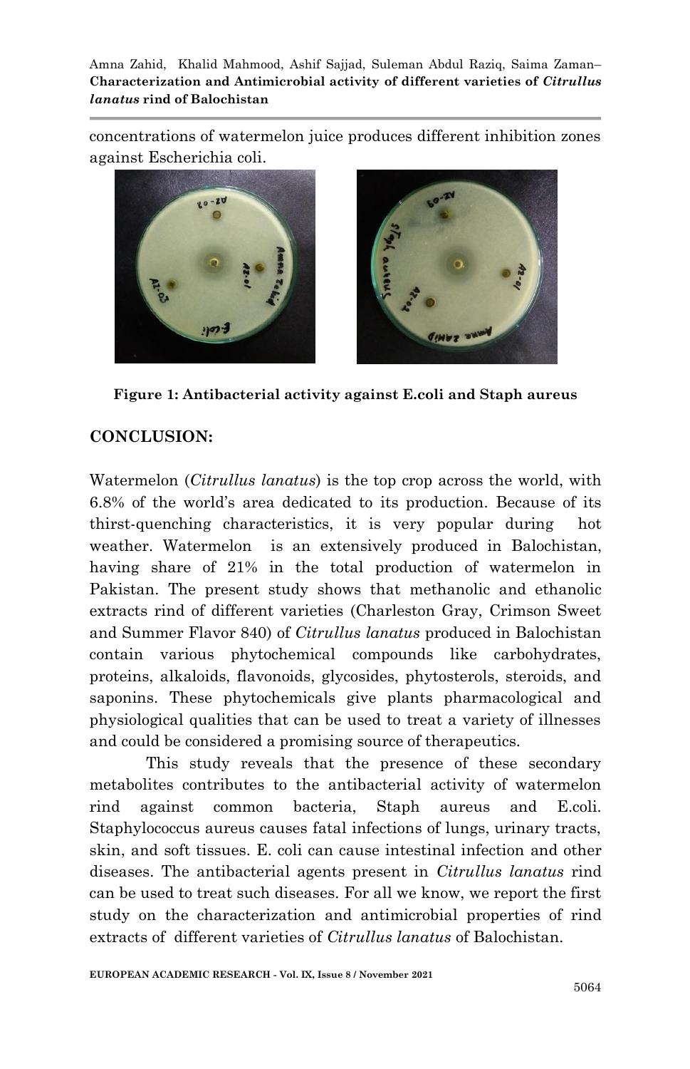concentrations of watermelon juice produces different inhibition zones against Escherichia coli.

**Figure 1: Antibacterial activity against E.coli and Staph aureus**

## CONCLUSION:

Watermelon (*Citrullus lanatus*) is the top crop across the world, with 6.8% of the world's area dedicated to its production. Because of its thirst-quenching characteristics, it is very popular during hot weather. Watermelon is an extensively produced in Balochistan, having share of 21% in the total production of watermelon in Pakistan. The present study shows that methanolic and ethanolic extracts rind of different varieties (Charleston Gray, Crimson Sweet and Summer Flavor 840) of *Citrullus lanatus* produced in Balochistan contain various phytochemical compounds like carbohydrates, proteins, alkaloids, flavonoids, glycosides, phytosterols, steroids, and saponins. These phytochemicals give plants pharmacological and physiological qualities that can be used to treat a variety of illnesses and could be considered a promising source of therapeutics.

This study reveals that the presence of these secondary metabolites contributes to the antibacterial activity of watermelon rind against common bacteria, Staph aureus and E.coli. Staphylococcus aureus causes fatal infections of lungs, urinary tracts, skin, and soft tissues. E. coli can cause intestinal infection and other diseases. The antibacterial agents present in *Citrullus lanatus* rind can be used to treat such diseases. For all we know, we report the first study on the characterization and antimicrobial properties of rind extracts of different varieties of *Citrullus lanatus* of Balochistan.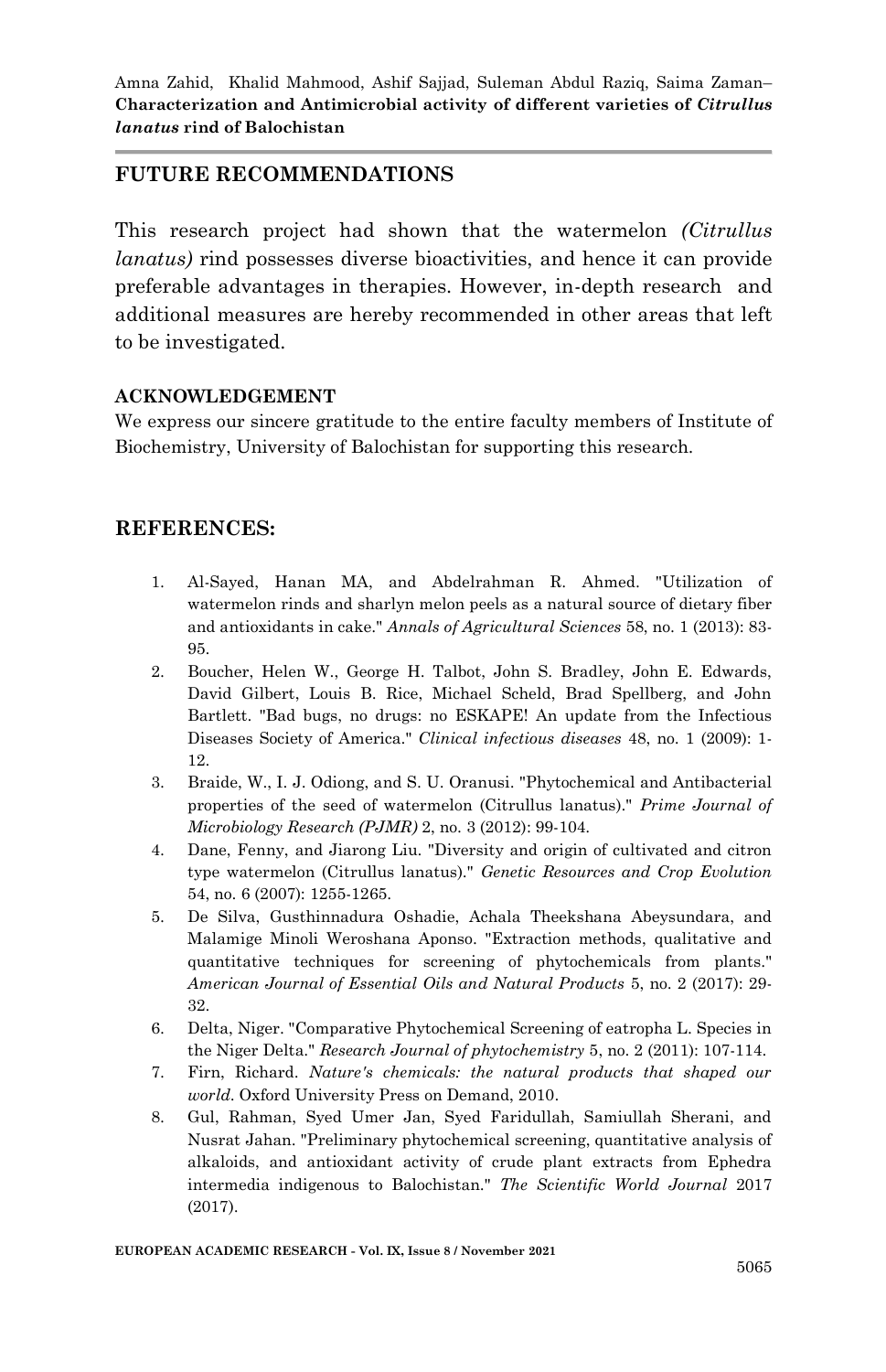## FUTURE RECOMMENDATIONS

This research project had shown that the watermelon *(Citrullus lanatus)* rind possesses diverse bioactivities, and hence it can provide preferable advantages in therapies. However, in-depth research and additional measures are hereby recommended in other areas that left to be investigated.

### ACKNOWLEDGEMENT

We express our sincere gratitude to the entire faculty members of Institute of Biochemistry, University of Balochistan for supporting this research.

## REFERENCES:

1. Al-Sayed, Hanan MA, and Abdelrahman R. Ahmed. "Utilization of watermelon rinds and sharlyn melon peels as a natural source of dietary fiber and antioxidants in cake." *Annals of Agricultural Sciences* 58, no. 1 (2013): 83-95.
2. Boucher, Helen W., George H. Talbot, John S. Bradley, John E. Edwards, David Gilbert, Louis B. Rice, Michael Scheld, Brad Spellberg, and John Bartlett. "Bad bugs, no drugs: no ESKAPE! An update from the Infectious Diseases Society of America." *Clinical infectious diseases* 48, no. 1 (2009): 1-12.
3. Braide, W., I. J. Odiong, and S. U. Oranusi. "Phytochemical and Antibacterial properties of the seed of watermelon (Citrullus lanatus)." *Prime Journal of Microbiology Research (PJMR)* 2, no. 3 (2012): 99-104.
4. Dane, Fenny, and Jiarong Liu. "Diversity and origin of cultivated and citron type watermelon (Citrullus lanatus)." *Genetic Resources and Crop Evolution* 54, no. 6 (2007): 1255-1265.
5. De Silva, Gusthinnadura Oshadie, Achala Theekshana Abeysundara, and Malamige Minoli Weroshana Aponso. "Extraction methods, qualitative and quantitative techniques for screening of phytochemicals from plants." *American Journal of Essential Oils and Natural Products* 5, no. 2 (2017): 29-32.
6. Delta, Niger. "Comparative Phytochemical Screening of eatropha L. Species in the Niger Delta." *Research Journal of phytochemistry* 5, no. 2 (2011): 107-114.
7. Firn, Richard. *Nature's chemicals: the natural products that shaped our world.* Oxford University Press on Demand, 2010.
8. Gul, Rahman, Syed Umer Jan, Syed Faridullah, Samiullah Sherani, and Nusrat Jahan. "Preliminary phytochemical screening, quantitative analysis of alkaloids, and antioxidant activity of crude plant extracts from Ephedra intermedia indigenous to Balochistan." *The Scientific World Journal* 2017 (2017).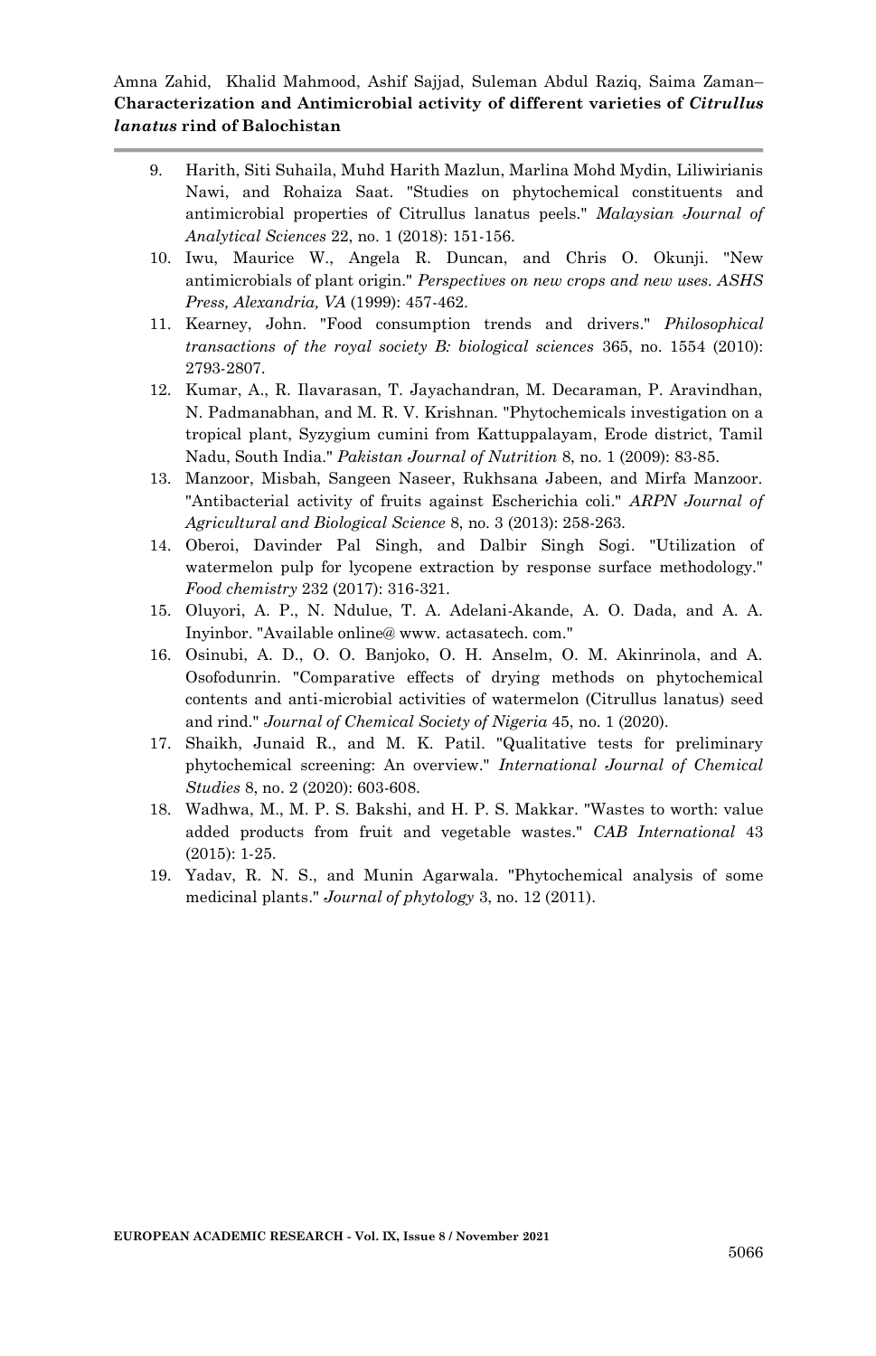9. Harith, Siti Suhaila, Muhd Harith Mazlun, Marlina Mohd Mydin, Liliwirianis Nawi, and Rohaiza Saat. "Studies on phytochemical constituents and antimicrobial properties of Citrullus lanatus peels." *Malaysian Journal of Analytical Sciences* 22, no. 1 (2018): 151-156.
10. Iwu, Maurice W., Angela R. Duncan, and Chris O. Okunji. "New antimicrobials of plant origin." *Perspectives on new crops and new uses. ASHS Press, Alexandria, VA* (1999): 457-462.
11. Kearney, John. "Food consumption trends and drivers." *Philosophical transactions of the royal society B: biological sciences* 365, no. 1554 (2010): 2793-2807.
12. Kumar, A., R. Ilavarasan, T. Jayachandran, M. Decaraman, P. Aravindhan, N. Padmanabhan, and M. R. V. Krishnan. "Phytochemicals investigation on a tropical plant, Syzygium cumini from Kattuppalayam, Erode district, Tamil Nadu, South India." *Pakistan Journal of Nutrition* 8, no. 1 (2009): 83-85.
13. Manzoor, Misbah, Sangeen Naseer, Rukhsana Jabeen, and Mirfa Manzoor. "Antibacterial activity of fruits against Escherichia coli." *ARPN Journal of Agricultural and Biological Science* 8, no. 3 (2013): 258-263.
14. Oberoi, Davinder Pal Singh, and Dalbir Singh Sogi. "Utilization of watermelon pulp for lycopene extraction by response surface methodology." *Food chemistry* 232 (2017): 316-321.
15. Oluyori, A. P., N. Ndulue, T. A. Adelani-Akande, A. O. Dada, and A. A. Inyinbor. "Available online@ www. actasatech. com."
16. Osinubi, A. D., O. O. Banjoko, O. H. Anselm, O. M. Akinrinola, and A. Osofodunrin. "Comparative effects of drying methods on phytochemical contents and anti-microbial activities of watermelon (Citrullus lanatus) seed and rind." *Journal of Chemical Society of Nigeria* 45, no. 1 (2020).
17. Shaikh, Junaid R., and M. K. Patil. "Qualitative tests for preliminary phytochemical screening: An overview." *International Journal of Chemical Studies* 8, no. 2 (2020): 603-608.
18. Wadhwa, M., M. P. S. Bakshi, and H. P. S. Makkar. "Wastes to worth: value added products from fruit and vegetable wastes." *CAB International* 43 (2015): 1-25.
19. Yadav, R. N. S., and Munin Agarwala. "Phytochemical analysis of some medicinal plants." *Journal of phytology* 3, no. 12 (2011).